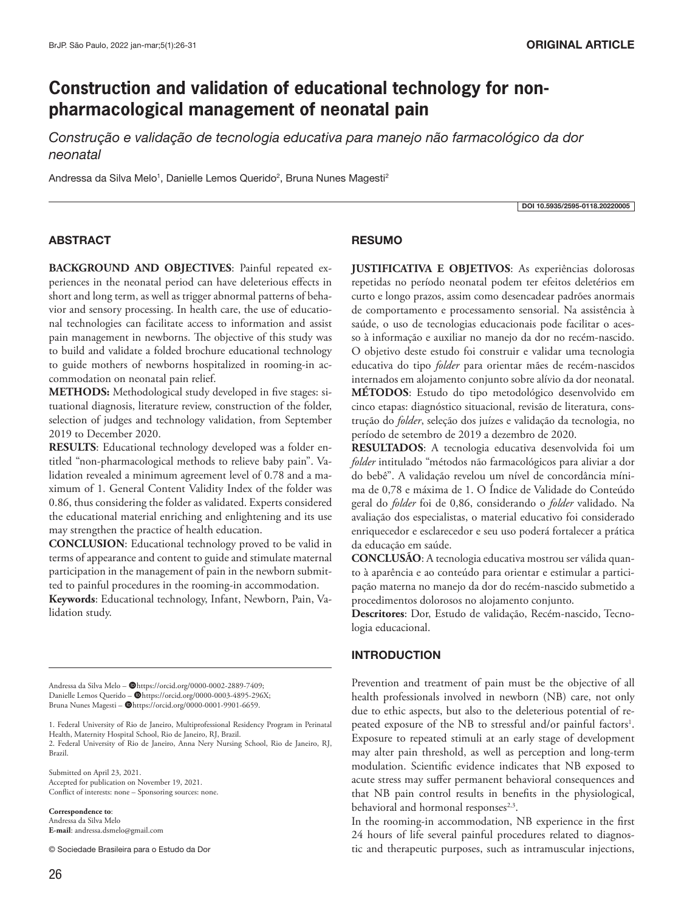ORIGINAL ARTICLE

# Construction and validation of educational technology for non-pharmacological management of neonatal pain

*Construção e validação de tecnologia educativa para manejo não farmacológico da dor neonatal*

Andressa da Silva Melo[1], Danielle Lemos Querido[2], Bruna Nunes Magesti[2]

DOI 10.5935/2595-0118.20220005

## ABSTRACT

**BACKGROUND AND OBJECTIVES**: Painful repeated experiences in the neonatal period can have deleterious effects in short and long term, as well as trigger abnormal patterns of behavior and sensory processing. In health care, the use of educational technologies can facilitate access to information and assist pain management in newborns. The objective of this study was to build and validate a folded brochure educational technology to guide mothers of newborns hospitalized in rooming-in accommodation on neonatal pain relief.

**METHODS:** Methodological study developed in five stages: situational diagnosis, literature review, construction of the folder, selection of judges and technology validation, from September 2019 to December 2020.

**RESULTS**: Educational technology developed was a folder entitled "non-pharmacological methods to relieve baby pain". Validation revealed a minimum agreement level of 0.78 and a maximum of 1. General Content Validity Index of the folder was 0.86, thus considering the folder as validated. Experts considered the educational material enriching and enlightening and its use may strengthen the practice of health education.

**CONCLUSION**: Educational technology proved to be valid in terms of appearance and content to guide and stimulate maternal participation in the management of pain in the newborn submitted to painful procedures in the rooming-in accommodation.

**Keywords**: Educational technology, Infant, Newborn, Pain, Validation study.

## RESUMO

**JUSTIFICATIVA E OBJETIVOS**: As experiências dolorosas repetidas no período neonatal podem ter efeitos deletérios em curto e longo prazos, assim como desencadear padrões anormais de comportamento e processamento sensorial. Na assistência à saúde, o uso de tecnologias educacionais pode facilitar o acesso à informação e auxiliar no manejo da dor no recém-nascido. O objetivo deste estudo foi construir e validar uma tecnologia educativa do tipo *folder* para orientar mães de recém-nascidos internados em alojamento conjunto sobre alívio da dor neonatal.

**MÉTODOS**: Estudo do tipo metodológico desenvolvido em cinco etapas: diagnóstico situacional, revisão de literatura, construção do *folder*, seleção dos juízes e validação da tecnologia, no período de setembro de 2019 a dezembro de 2020.

**RESULTADOS**: A tecnologia educativa desenvolvida foi um *folder* intitulado "métodos não farmacológicos para aliviar a dor do bebê". A validação revelou um nível de concordância mínima de 0,78 e máxima de 1. O Índice de Validade do Conteúdo geral do *folder* foi de 0,86, considerando o *folder* validado. Na avaliação dos especialistas, o material educativo foi considerado enriquecedor e esclarecedor e seu uso poderá fortalecer a prática da educação em saúde.

**CONCLUSÃO**: A tecnologia educativa mostrou ser válida quanto à aparência e ao conteúdo para orientar e estimular a participação materna no manejo da dor do recém-nascido submetido a procedimentos dolorosos no alojamento conjunto.

**Descritores**: Dor, Estudo de validação, Recém-nascido, Tecnologia educacional.

Andressa da Silva Melo – https://orcid.org/0000-0002-2889-7409;
Danielle Lemos Querido – https://orcid.org/0000-0003-4895-296X;
Bruna Nunes Magesti – https://orcid.org/0000-0001-9901-6659.

1. Federal University of Rio de Janeiro, Multiprofessional Residency Program in Perinatal Health, Maternity Hospital School, Rio de Janeiro, RJ, Brazil.
2. Federal University of Rio de Janeiro, Anna Nery Nursing School, Rio de Janeiro, RJ, Brazil.

Submitted on April 23, 2021.
Accepted for publication on November 19, 2021.
Conflict of interests: none – Sponsoring sources: none.

**Correspondence to**:
Andressa da Silva Melo
**E-mail**: andressa.dsmelo@gmail.com

© Sociedade Brasileira para o Estudo da Dor

## INTRODUCTION

Prevention and treatment of pain must be the objective of all health professionals involved in newborn (NB) care, not only due to ethic aspects, but also to the deleterious potential of repeated exposure of the NB to stressful and/or painful factors[1]. Exposure to repeated stimuli at an early stage of development may alter pain threshold, as well as perception and long-term modulation. Scientific evidence indicates that NB exposed to acute stress may suffer permanent behavioral consequences and that NB pain control results in benefits in the physiological, behavioral and hormonal responses[2,3].

In the rooming-in accommodation, NB experience in the first 24 hours of life several painful procedures related to diagnostic and therapeutic purposes, such as intramuscular injections,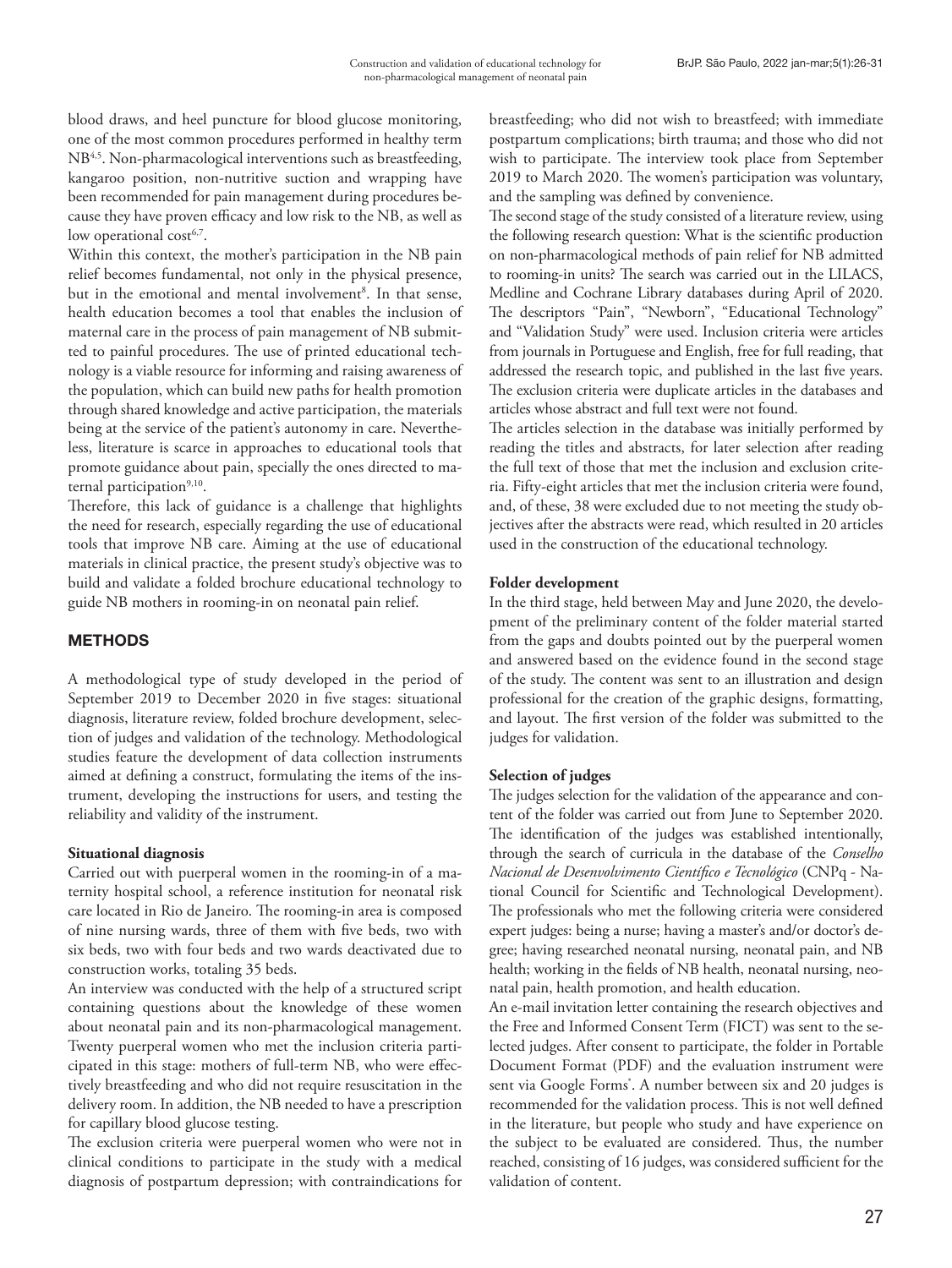blood draws, and heel puncture for blood glucose monitoring, one of the most common procedures performed in healthy term NB[4,5]. Non-pharmacological interventions such as breastfeeding, kangaroo position, non-nutritive suction and wrapping have been recommended for pain management during procedures because they have proven efficacy and low risk to the NB, as well as low operational cost[6,7].

Within this context, the mother's participation in the NB pain relief becomes fundamental, not only in the physical presence, but in the emotional and mental involvement[8]. In that sense, health education becomes a tool that enables the inclusion of maternal care in the process of pain management of NB submitted to painful procedures. The use of printed educational technology is a viable resource for informing and raising awareness of the population, which can build new paths for health promotion through shared knowledge and active participation, the materials being at the service of the patient's autonomy in care. Nevertheless, literature is scarce in approaches to educational tools that promote guidance about pain, specially the ones directed to maternal participation[9,10].

Therefore, this lack of guidance is a challenge that highlights the need for research, especially regarding the use of educational tools that improve NB care. Aiming at the use of educational materials in clinical practice, the present study's objective was to build and validate a folded brochure educational technology to guide NB mothers in rooming-in on neonatal pain relief.

## METHODS

A methodological type of study developed in the period of September 2019 to December 2020 in five stages: situational diagnosis, literature review, folded brochure development, selection of judges and validation of the technology. Methodological studies feature the development of data collection instruments aimed at defining a construct, formulating the items of the instrument, developing the instructions for users, and testing the reliability and validity of the instrument.

### Situational diagnosis

Carried out with puerperal women in the rooming-in of a maternity hospital school, a reference institution for neonatal risk care located in Rio de Janeiro. The rooming-in area is composed of nine nursing wards, three of them with five beds, two with six beds, two with four beds and two wards deactivated due to construction works, totaling 35 beds.

An interview was conducted with the help of a structured script containing questions about the knowledge of these women about neonatal pain and its non-pharmacological management. Twenty puerperal women who met the inclusion criteria participated in this stage: mothers of full-term NB, who were effectively breastfeeding and who did not require resuscitation in the delivery room. In addition, the NB needed to have a prescription for capillary blood glucose testing.

The exclusion criteria were puerperal women who were not in clinical conditions to participate in the study with a medical diagnosis of postpartum depression; with contraindications for breastfeeding; who did not wish to breastfeed; with immediate postpartum complications; birth trauma; and those who did not wish to participate. The interview took place from September 2019 to March 2020. The women's participation was voluntary, and the sampling was defined by convenience.

The second stage of the study consisted of a literature review, using the following research question: What is the scientific production on non-pharmacological methods of pain relief for NB admitted to rooming-in units? The search was carried out in the LILACS, Medline and Cochrane Library databases during April of 2020. The descriptors "Pain", "Newborn", "Educational Technology" and "Validation Study" were used. Inclusion criteria were articles from journals in Portuguese and English, free for full reading, that addressed the research topic, and published in the last five years. The exclusion criteria were duplicate articles in the databases and articles whose abstract and full text were not found.

The articles selection in the database was initially performed by reading the titles and abstracts, for later selection after reading the full text of those that met the inclusion and exclusion criteria. Fifty-eight articles that met the inclusion criteria were found, and, of these, 38 were excluded due to not meeting the study objectives after the abstracts were read, which resulted in 20 articles used in the construction of the educational technology.

### Folder development

In the third stage, held between May and June 2020, the development of the preliminary content of the folder material started from the gaps and doubts pointed out by the puerperal women and answered based on the evidence found in the second stage of the study. The content was sent to an illustration and design professional for the creation of the graphic designs, formatting, and layout. The first version of the folder was submitted to the judges for validation.

### Selection of judges

The judges selection for the validation of the appearance and content of the folder was carried out from June to September 2020. The identification of the judges was established intentionally, through the search of curricula in the database of the *Conselho Nacional de Desenvolvimento Científico e Tecnológico* (CNPq - National Council for Scientific and Technological Development). The professionals who met the following criteria were considered expert judges: being a nurse; having a master's and/or doctor's degree; having researched neonatal nursing, neonatal pain, and NB health; working in the fields of NB health, neonatal nursing, neonatal pain, health promotion, and health education.

An e-mail invitation letter containing the research objectives and the Free and Informed Consent Term (FICT) was sent to the selected judges. After consent to participate, the folder in Portable Document Format (PDF) and the evaluation instrument were sent via Google Forms®. A number between six and 20 judges is recommended for the validation process. This is not well defined in the literature, but people who study and have experience on the subject to be evaluated are considered. Thus, the number reached, consisting of 16 judges, was considered sufficient for the validation of content.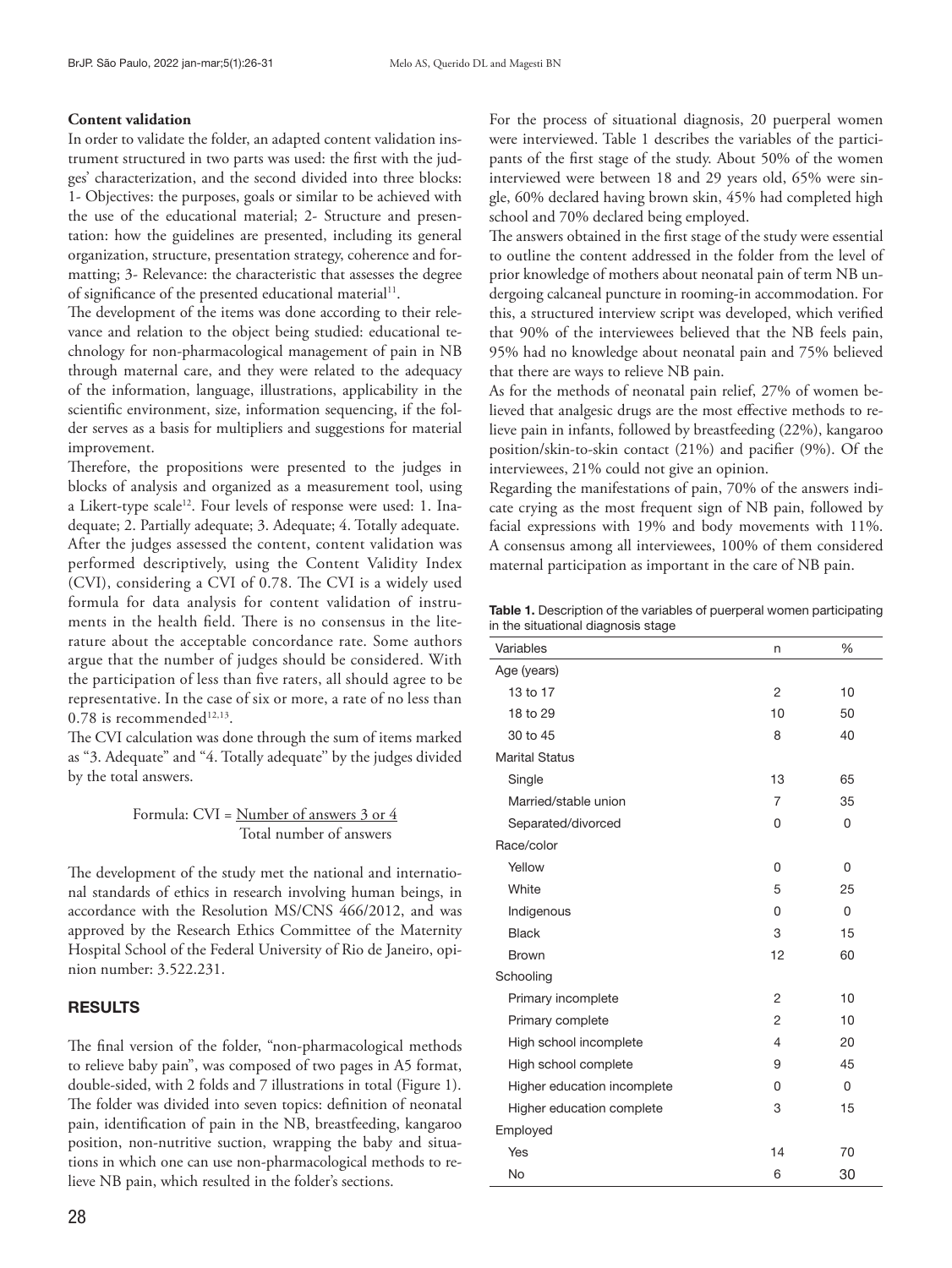**Content validation**

In order to validate the folder, an adapted content validation instrument structured in two parts was used: the first with the judges' characterization, and the second divided into three blocks: 1- Objectives: the purposes, goals or similar to be achieved with the use of the educational material; 2- Structure and presentation: how the guidelines are presented, including its general organization, structure, presentation strategy, coherence and formatting; 3- Relevance: the characteristic that assesses the degree of significance of the presented educational material[11].

The development of the items was done according to their relevance and relation to the object being studied: educational technology for non-pharmacological management of pain in NB through maternal care, and they were related to the adequacy of the information, language, illustrations, applicability in the scientific environment, size, information sequencing, if the folder serves as a basis for multipliers and suggestions for material improvement.

Therefore, the propositions were presented to the judges in blocks of analysis and organized as a measurement tool, using a Likert-type scale[12]. Four levels of response were used: 1. Inadequate; 2. Partially adequate; 3. Adequate; 4. Totally adequate. After the judges assessed the content, content validation was performed descriptively, using the Content Validity Index (CVI), considering a CVI of 0.78. The CVI is a widely used formula for data analysis for content validation of instruments in the health field. There is no consensus in the literature about the acceptable concordance rate. Some authors argue that the number of judges should be considered. With the participation of less than five raters, all should agree to be representative. In the case of six or more, a rate of no less than 0.78 is recommended[12,13].

The CVI calculation was done through the sum of items marked as "3. Adequate" and "4. Totally adequate" by the judges divided by the total answers.

$$\text{Formula: CVI} = \frac{\text{Number of answers 3 or 4}}{\text{Total number of answers}}$$

The development of the study met the national and international standards of ethics in research involving human beings, in accordance with the Resolution MS/CNS 466/2012, and was approved by the Research Ethics Committee of the Maternity Hospital School of the Federal University of Rio de Janeiro, opinion number: 3.522.231.

## RESULTS

The final version of the folder, "non-pharmacological methods to relieve baby pain", was composed of two pages in A5 format, double-sided, with 2 folds and 7 illustrations in total (Figure 1). The folder was divided into seven topics: definition of neonatal pain, identification of pain in the NB, breastfeeding, kangaroo position, non-nutritive suction, wrapping the baby and situations in which one can use non-pharmacological methods to relieve NB pain, which resulted in the folder's sections.

For the process of situational diagnosis, 20 puerperal women were interviewed. Table 1 describes the variables of the participants of the first stage of the study. About 50% of the women interviewed were between 18 and 29 years old, 65% were single, 60% declared having brown skin, 45% had completed high school and 70% declared being employed.

The answers obtained in the first stage of the study were essential to outline the content addressed in the folder from the level of prior knowledge of mothers about neonatal pain of term NB undergoing calcaneal puncture in rooming-in accommodation. For this, a structured interview script was developed, which verified that 90% of the interviewees believed that the NB feels pain, 95% had no knowledge about neonatal pain and 75% believed that there are ways to relieve NB pain.

As for the methods of neonatal pain relief, 27% of women believed that analgesic drugs are the most effective methods to relieve pain in infants, followed by breastfeeding (22%), kangaroo position/skin-to-skin contact (21%) and pacifier (9%). Of the interviewees, 21% could not give an opinion.

Regarding the manifestations of pain, 70% of the answers indicate crying as the most frequent sign of NB pain, followed by facial expressions with 19% and body movements with 11%. A consensus among all interviewees, 100% of them considered maternal participation as important in the care of NB pain.

**Table 1.** Description of the variables of puerperal women participating in the situational diagnosis stage

| Variables | n | % |
|---|---|---|
| Age (years) | | |
| 13 to 17 | 2 | 10 |
| 18 to 29 | 10 | 50 |
| 30 to 45 | 8 | 40 |
| Marital Status | | |
| Single | 13 | 65 |
| Married/stable union | 7 | 35 |
| Separated/divorced | 0 | 0 |
| Race/color | | |
| Yellow | 0 | 0 |
| White | 5 | 25 |
| Indigenous | 0 | 0 |
| Black | 3 | 15 |
| Brown | 12 | 60 |
| Schooling | | |
| Primary incomplete | 2 | 10 |
| Primary complete | 2 | 10 |
| High school incomplete | 4 | 20 |
| High school complete | 9 | 45 |
| Higher education incomplete | 0 | 0 |
| Higher education complete | 3 | 15 |
| Employed | | |
| Yes | 14 | 70 |
| No | 6 | 30 |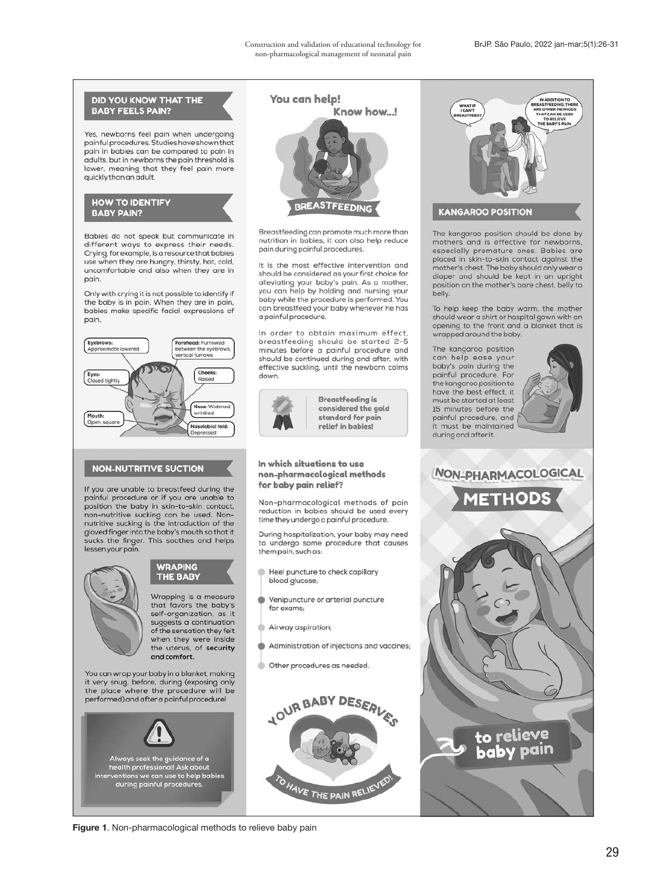## DID YOU KNOW THAT THE BABY FEELS PAIN?

Yes, newborns feel pain when undergoing painful procedures. Studies have shown that pain in babies can be compared to pain in adults, but in newborns the pain threshold is lower, meaning that they feel pain more quickly than an adult.

## HOW TO IDENTIFY BABY PAIN?

Babies do not speak but communicate in different ways to express their needs. Crying, for example, is a resource that babies use when they are hungry, thirsty, hot, cold, uncomfortable and also when they are in pain.

Only with crying it is not possible to identify if the baby is in pain. When they are in pain, babies make specific facial expressions of pain.

Eyebrows: Approximate lowered

Forehead: Furrowed between the eyebrows, vertical furrows

Eyes: Closed tightly

Cheeks: Raised

Nose: Widened, wrinkled

Mouth: Open, square

Nasolabial fold: Depressed

## NON-NUTRITIVE SUCTION

If you are unable to breastfeed during the painful procedure or if you are unable to position the baby in skin-to-skin contact, non-nutritive sucking can be used. Non-nutritive sucking is the introduction of the gloved finger into the baby's mouth so that it sucks the finger. This soothes and helps lessen your pain.

## WRAPING THE BABY

Wrapping is a measure that favors the baby's self-organization, as it suggests a continuation of the sensation they felt when they were inside the uterus, of **security and comfort.**

You can wrap your baby in a blanket, making it very snug, before, during (exposing only the place where the procedure will be performed) and after a painful procedure!

Always seek the guidance of a health professional! Ask about interventions we can use to help babies during painful procedures.

## You can help! Know how...!

## BREASTFEEDING

Breastfeeding can promote much more than nutrition in babies, it can also help reduce pain during painful procedures.

It is the most effective intervention and should be considered as your first choice for alleviating your baby's pain. As a mother, you can help by holding and nursing your baby while the procedure is performed. You can breastfeed your baby whenever he has a painful procedure.

In order to obtain maximum effect, breastfeeding should be started 2-5 minutes before a painful procedure and should be continued during and after, with effective suckling, until the newborn calms down.

**Breastfeeding is considered the gold standard for pain relief in babies!**

### In which situations to use non-pharmacological methods for baby pain relief?

Non-pharmacological methods of pain reduction in babies should be used every time they undergo a painful procedure.

During hospitalization, your baby may need to undergo some procedure that causes them pain, such as:

- Heel puncture to check capillary blood glucose;
- Venipuncture or arterial puncture for exams;
- Airway aspiration;
- Administration of injections and vaccines;
- Other procedures as needed.

YOUR BABY DESERVES TO HAVE THE PAIN RELIEVED!

WHAT IF I CAN'T BREASTFEED?

IN ADDITION TO BREASTFEEDING, THERE ARE OTHER METHODS THAT CAN BE USED TO RELIEVE THE BABY'S PAIN.

## KANGAROO POSITION

The kangaroo position should be done by mothers and is effective for newborns, especially premature ones. Babies are placed in skin-to-skin contact against the mother's chest. The baby should only wear a diaper and should be kept in an upright position on the mother's bare chest, belly to belly.

To help keep the baby warm, the mother should wear a shirt or hospital gown with an opening to the front and a blanket that is wrapped around the baby.

The kangaroo position can help ease your baby's pain during the painful procedure. For the kangaroo position to have the best effect, it must be started at least 15 minutes before the painful procedure, and it must be maintained during and after it.

# NON-PHARMACOLOGICAL METHODS to relieve baby pain

**Figure 1**. Non-pharmacological methods to relieve baby pain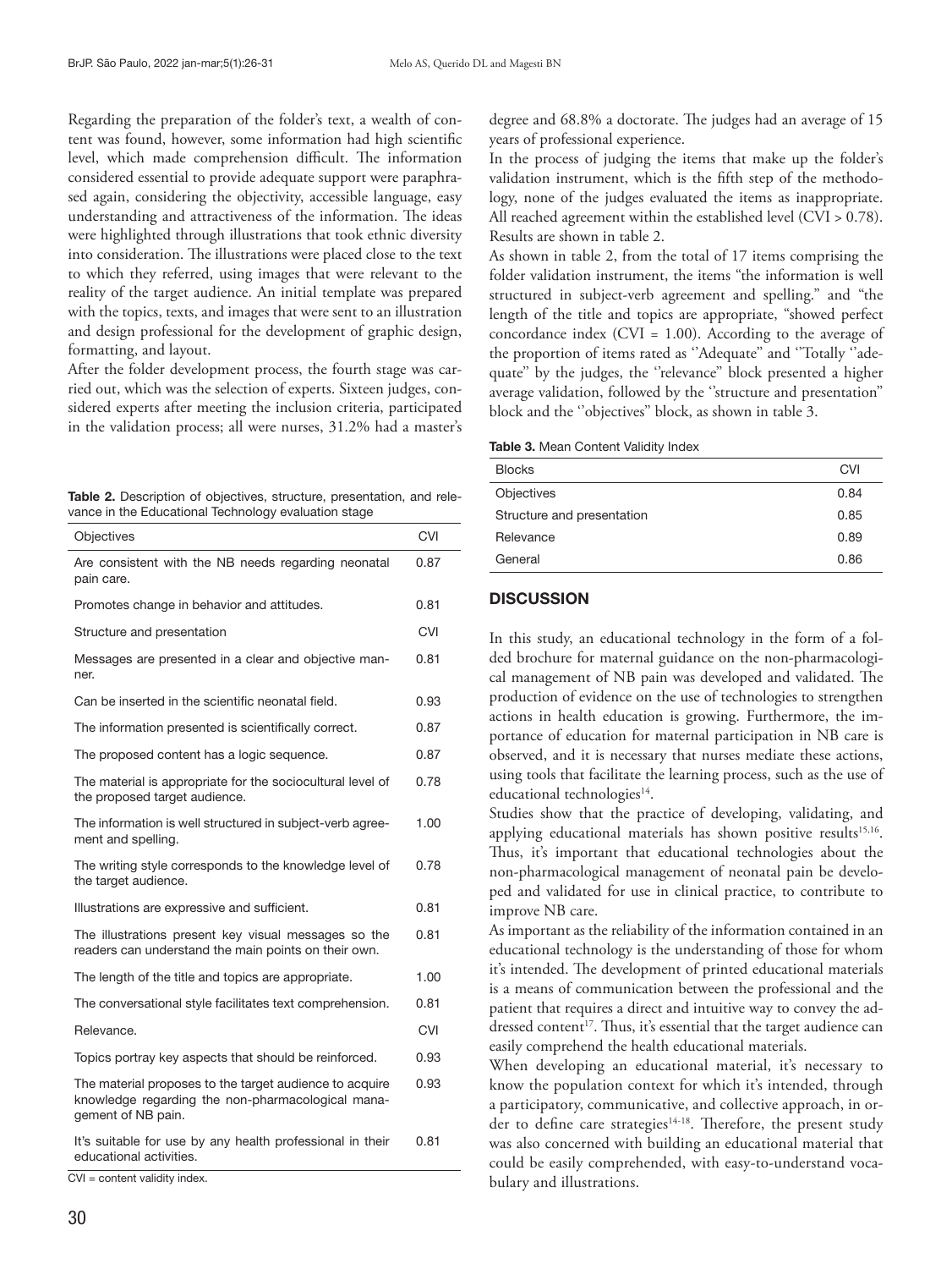Regarding the preparation of the folder's text, a wealth of content was found, however, some information had high scientific level, which made comprehension difficult. The information considered essential to provide adequate support were paraphrased again, considering the objectivity, accessible language, easy understanding and attractiveness of the information. The ideas were highlighted through illustrations that took ethnic diversity into consideration. The illustrations were placed close to the text to which they referred, using images that were relevant to the reality of the target audience. An initial template was prepared with the topics, texts, and images that were sent to an illustration and design professional for the development of graphic design, formatting, and layout.

After the folder development process, the fourth stage was carried out, which was the selection of experts. Sixteen judges, considered experts after meeting the inclusion criteria, participated in the validation process; all were nurses, 31.2% had a master's degree and 68.8% a doctorate. The judges had an average of 15 years of professional experience.

**Table 2.** Description of objectives, structure, presentation, and relevance in the Educational Technology evaluation stage

| Objectives | CVI |
|---|---|
| Are consistent with the NB needs regarding neonatal pain care. | 0.87 |
| Promotes change in behavior and attitudes. | 0.81 |
| **Structure and presentation** | **CVI** |
| Messages are presented in a clear and objective manner. | 0.81 |
| Can be inserted in the scientific neonatal field. | 0.93 |
| The information presented is scientifically correct. | 0.87 |
| The proposed content has a logic sequence. | 0.87 |
| The material is appropriate for the sociocultural level of the proposed target audience. | 0.78 |
| The information is well structured in subject-verb agreement and spelling. | 1.00 |
| The writing style corresponds to the knowledge level of the target audience. | 0.78 |
| Illustrations are expressive and sufficient. | 0.81 |
| The illustrations present key visual messages so the readers can understand the main points on their own. | 0.81 |
| The length of the title and topics are appropriate. | 1.00 |
| The conversational style facilitates text comprehension. | 0.81 |
| **Relevance.** | **CVI** |
| Topics portray key aspects that should be reinforced. | 0.93 |
| The material proposes to the target audience to acquire knowledge regarding the non-pharmacological management of NB pain. | 0.93 |
| It's suitable for use by any health professional in their educational activities. | 0.81 |

CVI = content validity index.

In the process of judging the items that make up the folder's validation instrument, which is the fifth step of the methodology, none of the judges evaluated the items as inappropriate. All reached agreement within the established level (CVI > 0.78). Results are shown in table 2.

As shown in table 2, from the total of 17 items comprising the folder validation instrument, the items "the information is well structured in subject-verb agreement and spelling." and "the length of the title and topics are appropriate, "showed perfect concordance index (CVI = 1.00). According to the average of the proportion of items rated as ''Adequate" and ''Totally ''adequate" by the judges, the ''relevance" block presented a higher average validation, followed by the ''structure and presentation" block and the ''objectives" block, as shown in table 3.

**Table 3.** Mean Content Validity Index

| Blocks | CVI |
|---|---|
| Objectives | 0.84 |
| Structure and presentation | 0.85 |
| Relevance | 0.89 |
| General | 0.86 |

## DISCUSSION

In this study, an educational technology in the form of a folded brochure for maternal guidance on the non-pharmacological management of NB pain was developed and validated. The production of evidence on the use of technologies to strengthen actions in health education is growing. Furthermore, the importance of education for maternal participation in NB care is observed, and it is necessary that nurses mediate these actions, using tools that facilitate the learning process, such as the use of educational technologies[14].

Studies show that the practice of developing, validating, and applying educational materials has shown positive results[15,16]. Thus, it's important that educational technologies about the non-pharmacological management of neonatal pain be developed and validated for use in clinical practice, to contribute to improve NB care.

As important as the reliability of the information contained in an educational technology is the understanding of those for whom it's intended. The development of printed educational materials is a means of communication between the professional and the patient that requires a direct and intuitive way to convey the addressed content[17]. Thus, it's essential that the target audience can easily comprehend the health educational materials.

When developing an educational material, it's necessary to know the population context for which it's intended, through a participatory, communicative, and collective approach, in order to define care strategies[14-18]. Therefore, the present study was also concerned with building an educational material that could be easily comprehended, with easy-to-understand vocabulary and illustrations.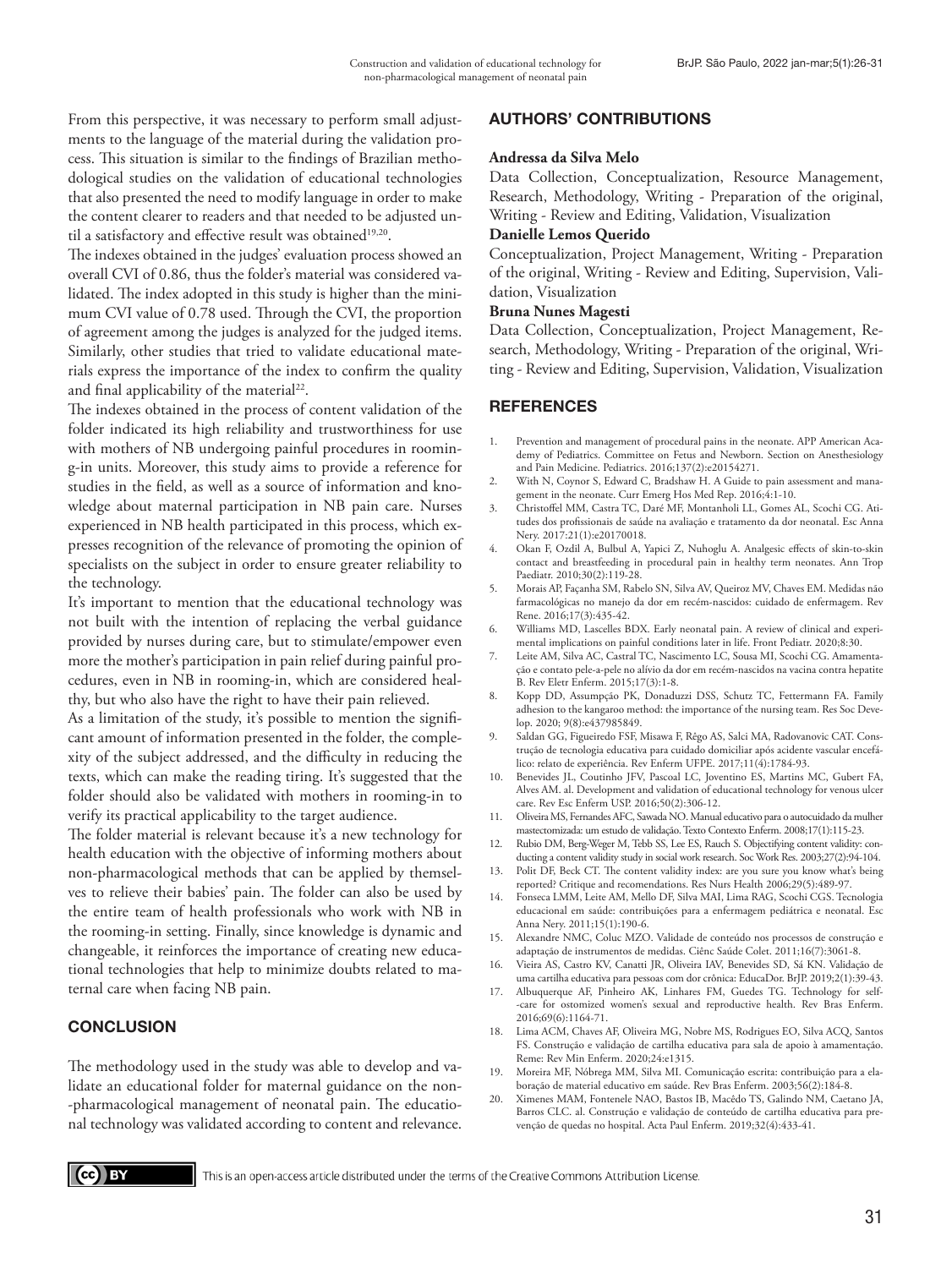From this perspective, it was necessary to perform small adjustments to the language of the material during the validation process. This situation is similar to the findings of Brazilian methodological studies on the validation of educational technologies that also presented the need to modify language in order to make the content clearer to readers and that needed to be adjusted until a satisfactory and effective result was obtained[19,20].

The indexes obtained in the judges' evaluation process showed an overall CVI of 0.86, thus the folder's material was considered validated. The index adopted in this study is higher than the minimum CVI value of 0.78 used. Through the CVI, the proportion of agreement among the judges is analyzed for the judged items. Similarly, other studies that tried to validate educational materials express the importance of the index to confirm the quality and final applicability of the material[22].

The indexes obtained in the process of content validation of the folder indicated its high reliability and trustworthiness for use with mothers of NB undergoing painful procedures in rooming-in units. Moreover, this study aims to provide a reference for studies in the field, as well as a source of information and knowledge about maternal participation in NB pain care. Nurses experienced in NB health participated in this process, which expresses recognition of the relevance of promoting the opinion of specialists on the subject in order to ensure greater reliability to the technology.

It's important to mention that the educational technology was not built with the intention of replacing the verbal guidance provided by nurses during care, but to stimulate/empower even more the mother's participation in pain relief during painful procedures, even in NB in rooming-in, which are considered healthy, but who also have the right to have their pain relieved.

As a limitation of the study, it's possible to mention the significant amount of information presented in the folder, the complexity of the subject addressed, and the difficulty in reducing the texts, which can make the reading tiring. It's suggested that the folder should also be validated with mothers in rooming-in to verify its practical applicability to the target audience.

The folder material is relevant because it's a new technology for health education with the objective of informing mothers about non-pharmacological methods that can be applied by themselves to relieve their babies' pain. The folder can also be used by the entire team of health professionals who work with NB in the rooming-in setting. Finally, since knowledge is dynamic and changeable, it reinforces the importance of creating new educational technologies that help to minimize doubts related to maternal care when facing NB pain.

## CONCLUSION

The methodology used in the study was able to develop and validate an educational folder for maternal guidance on the non-pharmacological management of neonatal pain. The educational technology was validated according to content and relevance.

## AUTHORS' CONTRIBUTIONS

**Andressa da Silva Melo**

Data Collection, Conceptualization, Resource Management, Research, Methodology, Writing - Preparation of the original, Writing - Review and Editing, Validation, Visualization

**Danielle Lemos Querido**

Conceptualization, Project Management, Writing - Preparation of the original, Writing - Review and Editing, Supervision, Validation, Visualization

**Bruna Nunes Magesti**

Data Collection, Conceptualization, Project Management, Research, Methodology, Writing - Preparation of the original, Writing - Review and Editing, Supervision, Validation, Visualization

## REFERENCES

1. Prevention and management of procedural pains in the neonate. APP American Academy of Pediatrics. Committee on Fetus and Newborn. Section on Anesthesiology and Pain Medicine. Pediatrics. 2016;137(2):e20154271.
2. With N, Coynor S, Edward C, Bradshaw H. A Guide to pain assessment and management in the neonate. Curr Emerg Hos Med Rep. 2016;4:1-10.
3. Christoffel MM, Castra TC, Daré MF, Montanholi LL, Gomes AL, Scochi CG. Atitudes dos profissionais de saúde na avaliação e tratamento da dor neonatal. Esc Anna Nery. 2017:21(1):e20170018.
4. Okan F, Ozdil A, Bulbul A, Yapici Z, Nuhoglu A. Analgesic effects of skin-to-skin contact and breastfeeding in procedural pain in healthy term neonates. Ann Trop Paediatr. 2010;30(2):119-28.
5. Morais AP, Façanha SM, Rabelo SN, Silva AV, Queiroz MV, Chaves EM. Medidas não farmacológicas no manejo da dor em recém-nascidos: cuidado de enfermagem. Rev Rene. 2016;17(3):435-42.
6. Williams MD, Lascelles BDX. Early neonatal pain. A review of clinical and experimental implications on painful conditions later in life. Front Pediatr. 2020;8:30.
7. Leite AM, Silva AC, Castral TC, Nascimento LC, Sousa MI, Scochi CG. Amamentação e contato pele-a-pele no alívio da dor em recém-nascidos na vacina contra hepatite B. Rev Eletr Enferm. 2015;17(3):1-8.
8. Kopp DD, Assumpção PK, Donaduzzi DSS, Schutz TC, Fettermann FA. Family adhesion to the kangaroo method: the importance of the nursing team. Res Soc Develop. 2020; 9(8):e437985849.
9. Saldan GG, Figueiredo FSF, Misawa F, Rêgo AS, Salci MA, Radovanovic CAT. Construção de tecnologia educativa para cuidado domiciliar após acidente vascular encefálico: relato de experiência. Rev Enferm UFPE. 2017;11(4):1784-93.
10. Benevides JL, Coutinho JFV, Pascoal LC, Joventino ES, Martins MC, Gubert FA, Alves AM. al. Development and validation of educational technology for venous ulcer care. Rev Esc Enferm USP. 2016;50(2):306-12.
11. Oliveira MS, Fernandes AFC, Sawada NO. Manual educativo para o autocuidado da mulher mastectomizada: um estudo de validação. Texto Contexto Enferm. 2008;17(1):115-23.
12. Rubio DM, Berg-Weger M, Tebb SS, Lee ES, Rauch S. Objectifying content validity: conducting a content validity study in social work research. Soc Work Res. 2003;27(2):94-104.
13. Polit DF, Beck CT. The content validity index: are you sure you know what's being reported? Critique and recomendations. Res Nurs Health 2006;29(5):489-97.
14. Fonseca LMM, Leite AM, Mello DF, Silva MAI, Lima RAG, Scochi CGS. Tecnologia educacional em saúde: contribuições para a enfermagem pediátrica e neonatal. Esc Anna Nery. 2011;15(1):190-6.
15. Alexandre NMC, Coluc MZO. Validade de conteúdo nos processos de construção e adaptação de instrumentos de medidas. Ciênc Saúde Colet. 2011;16(7):3061-8.
16. Vieira AS, Castro KV, Canatti JR, Oliveira IAV, Benevides SD, Sá KN. Validação de uma cartilha educativa para pessoas com dor crônica: EducaDor. BrJP. 2019;2(1):39-43.
17. Albuquerque AF, Pinheiro AK, Linhares FM, Guedes TG. Technology for self-care for ostomized women's sexual and reproductive health. Rev Bras Enferm. 2016;69(6):1164-71.
18. Lima ACM, Chaves AF, Oliveira MG, Nobre MS, Rodrigues EO, Silva ACQ, Santos FS. Construção e validação de cartilha educativa para sala de apoio à amamentação. Reme: Rev Min Enferm. 2020;24:e1315.
19. Moreira MF, Nóbrega MM, Silva MI. Comunicação escrita: contribuição para a elaboração de material educativo em saúde. Rev Bras Enferm. 2003;56(2):184-8.
20. Ximenes MAM, Fontenele NAO, Bastos IB, Macêdo TS, Galindo NM, Caetano JA, Barros CLC. al. Construção e validação de conteúdo de cartilha educativa para prevenção de quedas no hospital. Acta Paul Enferm. 2019;32(4):433-41.

This is an open-access article distributed under the terms of the Creative Commons Attribution License.